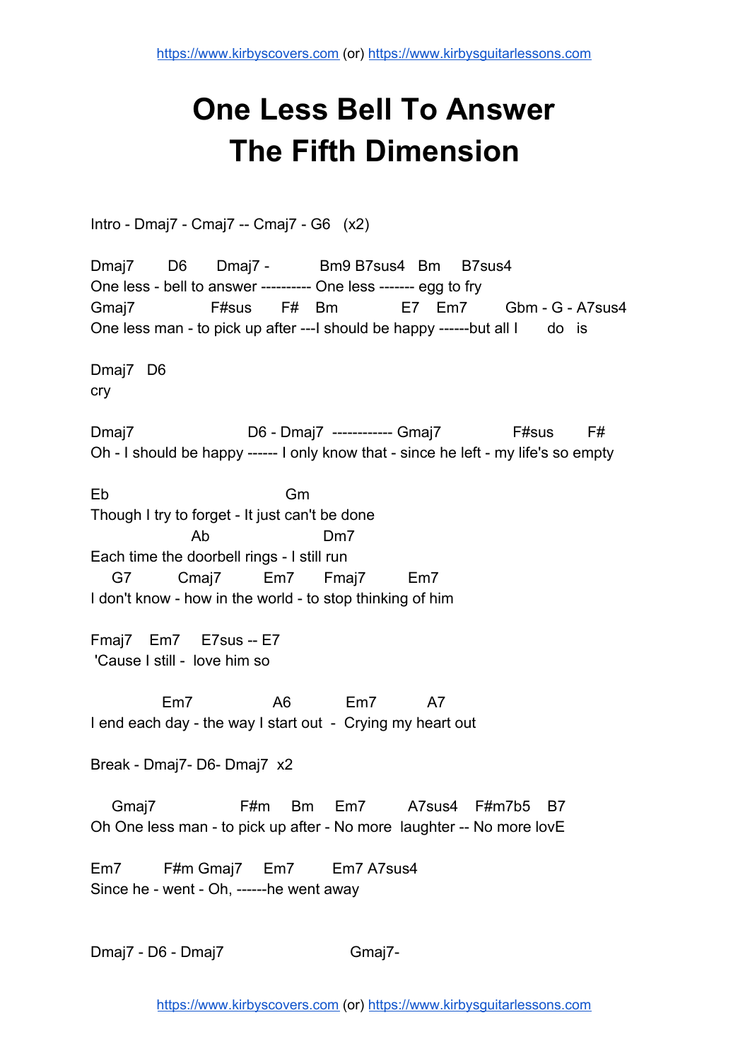# One Less Bell To Answer
# The Fifth Dimension

Intro - Dmaj7 - Cmaj7 -- Cmaj7 - G6   (x2)

```
Dmaj7       D6      Dmaj7 -          Bm9 B7sus4   Bm     B7sus4
One less - bell to answer ---------- One less ------- egg to fry
Gmaj7              F#sus      F#    Bm             E7    Em7       Gbm - G - A7sus4
One less man - to pick up after ---I should be happy ------but all I      do   is

Dmaj7   D6
cry

Dmaj7                    D6 - Dmaj7  ------------ Gmaj7             F#sus       F#
Oh - I should be happy ------ I only know that - since he left - my life's so empty

Eb                             Gm
Though I try to forget - It just can't be done
                  Ab                     Dm7
Each time the doorbell rings - I still run
   G7         Cmaj7        Em7      Fmaj7        Em7
I don't know - how in the world - to stop thinking of him

Fmaj7    Em7     E7sus -- E7
 'Cause I still -  love him so

            Em7               A6           Em7          A7
I end each day - the way I start out  -  Crying my heart out
```

Break - Dmaj7- D6- Dmaj7  x2

```
   Gmaj7                F#m     Bm     Em7         A7sus4    F#m7b5    B7
Oh One less man - to pick up after - No more  laughter -- No more lovE

Em7         F#m Gmaj7     Em7        Em7 A7sus4
Since he - went - Oh, ------he went away


Dmaj7 - D6 - Dmaj7                       Gmaj7-
```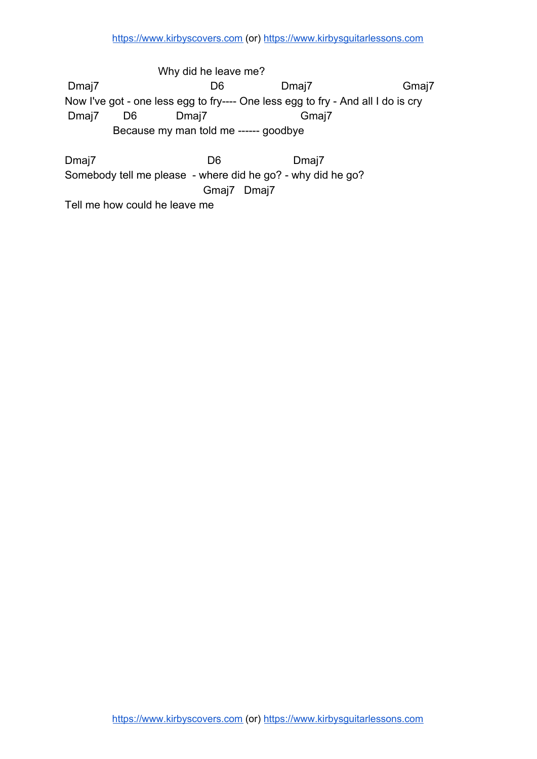```
                    Why did he leave me?
 Dmaj7                      D6              Dmaj7                      Gmaj7
Now I've got - one less egg to fry---- One less egg to fry - And all I do is cry
 Dmaj7       D6          Dmaj7                       Gmaj7
           Because my man told me ------ goodbye

Dmaj7                          D6                   Dmaj7
Somebody tell me please  - where did he go? - why did he go?
                             Gmaj7   Dmaj7
Tell me how could he leave me
```